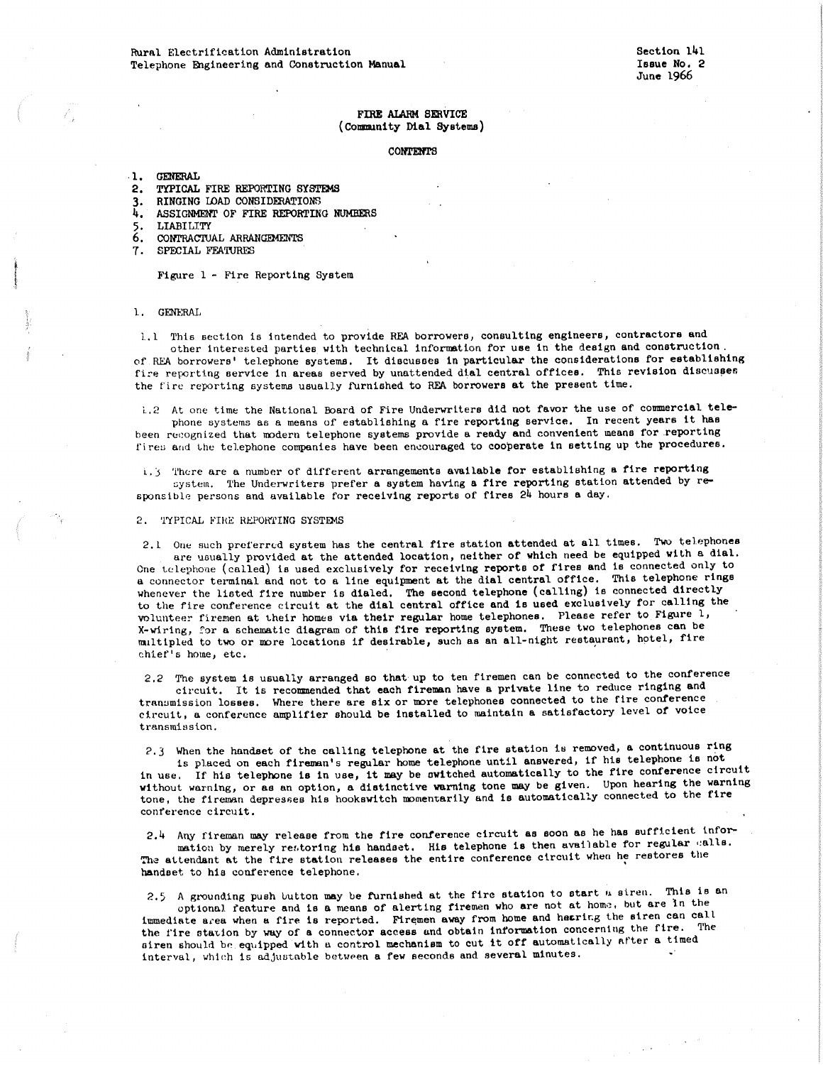Rural Electrification Administration
Telephone Engineering and Construction Manual

Section 141
Issue No. 2
June 1966

# FIRE ALARM SERVICE
## (Community Dial Systems)

CONTENTS

1. GENERAL
2. TYPICAL FIRE REPORTING SYSTEMS
3. RINGING LOAD CONSIDERATIONS
4. ASSIGNMENT OF FIRE REPORTING NUMBERS
5. LIABILITY
6. CONTRACTUAL ARRANGEMENTS
7. SPECIAL FEATURES

Figure 1 - Fire Reporting System

## 1. GENERAL

1.1 This section is intended to provide REA borrowers, consulting engineers, contractors and other interested parties with technical information for use in the design and construction of REA borrowers' telephone systems. It discusses in particular the considerations for establishing fire reporting service in areas served by unattended dial central offices. This revision discusses the fire reporting systems usually furnished to REA borrowers at the present time.

1.2 At one time the National Board of Fire Underwriters did not favor the use of commercial telephone systems as a means of establishing a fire reporting service. In recent years it has been recognized that modern telephone systems provide a ready and convenient means for reporting fires and the telephone companies have been encouraged to cooperate in setting up the procedures.

1.3 There are a number of different arrangements available for establishing a fire reporting system. The Underwriters prefer a system having a fire reporting station attended by responsible persons and available for receiving reports of fires 24 hours a day.

## 2. TYPICAL FIRE REPORTING SYSTEMS

2.1 One such preferred system has the central fire station attended at all times. Two telephones are usually provided at the attended location, neither of which need be equipped with a dial. One telephone (called) is used exclusively for receiving reports of fires and is connected only to a connector terminal and not to a line equipment at the dial central office. This telephone rings whenever the listed fire number is dialed. The second telephone (calling) is connected directly to the fire conference circuit at the dial central office and is used exclusively for calling the volunteer firemen at their homes via their regular home telephones. Please refer to Figure 1, X-wiring, for a schematic diagram of this fire reporting system. These two telephones can be multipled to two or more locations if desirable, such as an all-night restaurant, hotel, fire chief's home, etc.

2.2 The system is usually arranged so that up to ten firemen can be connected to the conference circuit. It is recommended that each fireman have a private line to reduce ringing and transmission losses. Where there are six or more telephones connected to the fire conference circuit, a conference amplifier should be installed to maintain a satisfactory level of voice transmission.

2.3 When the handset of the calling telephone at the fire station is removed, a continuous ring is placed on each fireman's regular home telephone until answered, if his telephone is not in use. If his telephone is in use, it may be switched automatically to the fire conference circuit without warning, or as an option, a distinctive warning tone may be given. Upon hearing the warning tone, the fireman depresses his hookswitch momentarily and is automatically connected to the fire conference circuit.

2.4 Any fireman may release from the fire conference circuit as soon as he has sufficient information by merely restoring his handset. His telephone is then available for regular calls. The attendant at the fire station releases the entire conference circuit when he restores the handset to his conference telephone.

2.5 A grounding push button may be furnished at the fire station to start a siren. This is an optional feature and is a means of alerting firemen who are not at home, but are in the immediate area when a fire is reported. Firemen away from home and hearing the siren can call the fire station by way of a connector access and obtain information concerning the fire. The siren should be equipped with a control mechanism to cut it off automatically after a timed interval, which is adjustable between a few seconds and several minutes.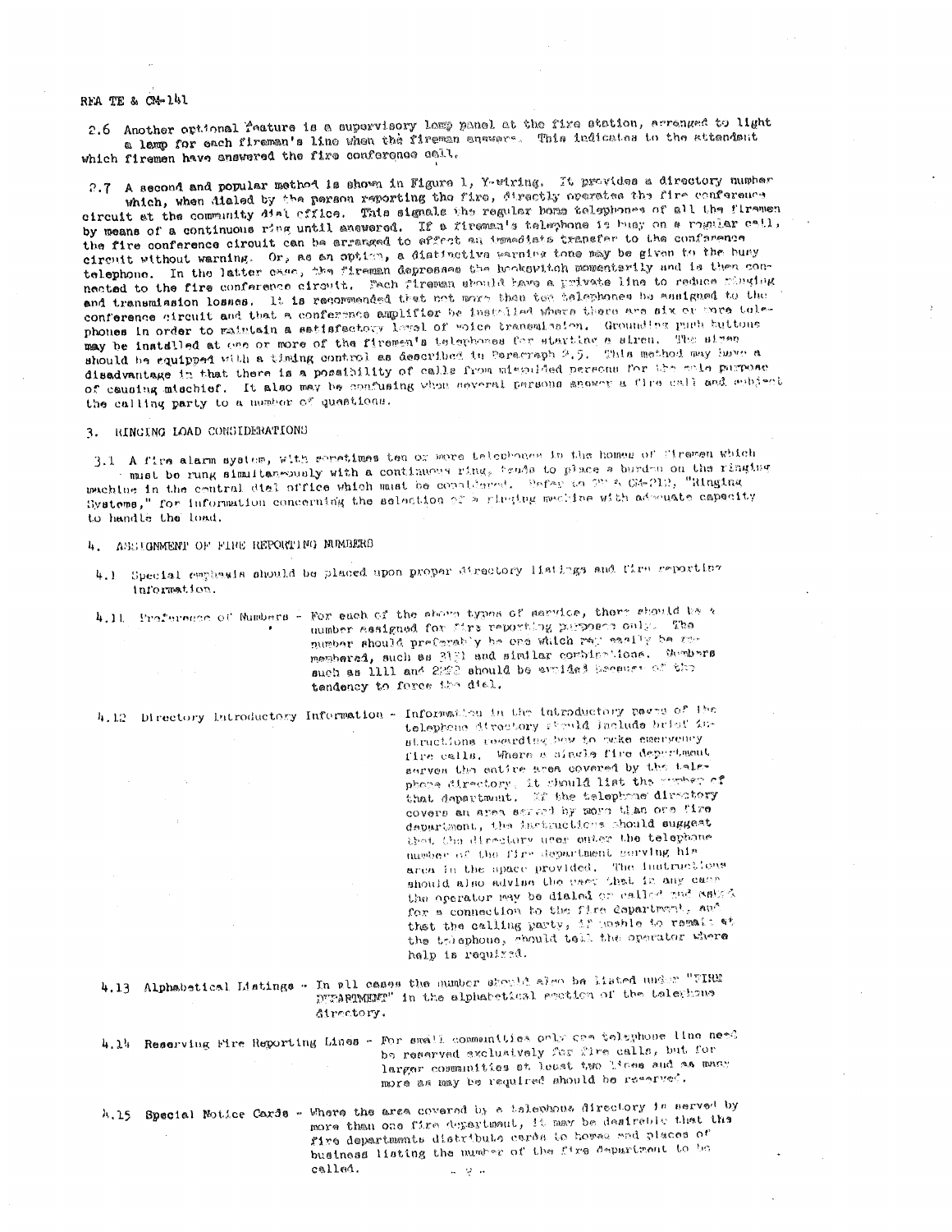2.6 Another optional feature is a supervisory lamp panel at the fire station, arranged to light a lamp for each fireman's line when the fireman answers. This indicates to the attendant which firemen have answered the fire conference call.

2.7 A second and popular method is shown in Figure 1, Y-wiring. It provides a directory number which, when dialed by the person reporting the fire, directly operates the fire conference circuit at the community dial office. This signals the regular home telephones of all the firemen by means of a continuous ring until answered. If a fireman's telephone is busy on a regular call, the fire conference circuit can be arranged to effect an immediate transfer to the conference circuit without warning. Or, as an option, a distinctive warning tone may be given to the busy telephone. In the latter case, the fireman depresses the hookswitch momentarily and is then connected to the fire conference circuit. Each fireman should have a private line to reduce ringing and transmission losses. It is recommended that not more than ten telephones be assigned to the conference circuit and that a conference amplifier be installed where there are six or more telephones in order to maintain a satisfactory level of voice transmission. Grounding push buttons may be installed at one or more of the firemen's telephones for starting a siren. The siren should be equipped with a timing control as described in Paragraph 2.5. This method may have a disadvantage in that there is a possibility of calls from misguided persons for the sole purpose of causing mischief. It also may be confusing when several persons answer a fire call and subject the calling party to a number of questions.

## 3. RINGING LOAD CONSIDERATIONS

3.1 A fire alarm system, with sometimes ten or more telephones in the homes of firemen which must be rung simultaneously with a continuous ring, tends to place a burden on the ringing machine in the central dial office which must be considered. Refer to TE & CM-212, "Ringing Systems," for information concerning the selection of a ringing machine with adequate capacity to handle the load.

## 4. ASSIGNMENT OF FIRE REPORTING NUMBERS

4.1 Special emphasis should be placed upon proper directory listings and fire reporting information.

4.11 Preference of Numbers - For each of the above types of service, there should be a number assigned for fire reporting purposes only. The number should preferably be one which may easily be remembered, such as 3121 and similar combinations. Numbers such as 1111 and 2222 should be avoided because of the tendency to force the dial.

4.12 Directory Introductory Information - Information in the introductory pages of the telephone directory should include brief instructions regarding how to make emergency fire calls. Where a single fire department serves the entire area covered by the telephone directory, it should list the number of that department. If the telephone directory covers an area served by more than one fire department, the instructions should suggest that the directory user enter the telephone number of the fire department serving his area in the space provided. The instructions should also advise the user that in any case the operator may be dialed or called and asked for a connection to the fire department, and that the calling party, if unable to remain at the telephone, should tell the operator where help is required.

4.13 Alphabetical Listings - In all cases the number should also be listed under "FIRE DEPARTMENT" in the alphabetical section of the telephone directory.

4.14 Reserving Fire Reporting Lines - For small communities only one telephone line need be reserved exclusively for fire calls, but for larger communities at least two lines and as many more as may be required should be reserved.

4.15 Special Notice Cards - Where the area covered by a telephone directory is served by more than one fire department, it may be desirable that the fire departments distribute cards to homes and places of business listing the number of the fire department to be called.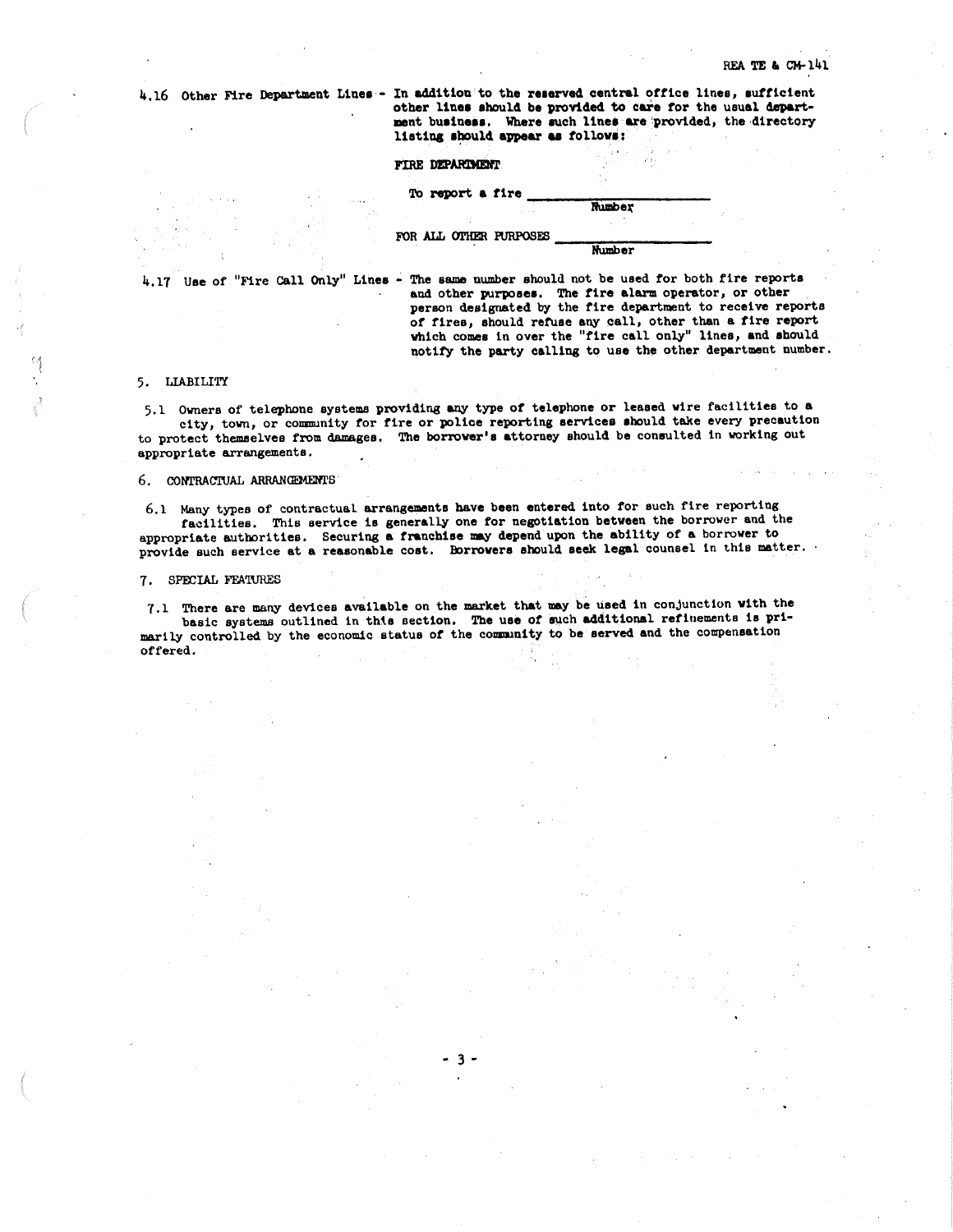4.16 Other Fire Department Lines - In addition to the reserved central office lines, sufficient other lines should be provided to care for the usual department business. Where such lines are provided, the directory listing should appear as follows:

FIRE DEPARTMENT

To report a fire ________________
Number

FOR ALL OTHER PURPOSES ________________
Number

4.17 Use of "Fire Call Only" Lines - The same number should not be used for both fire reports and other purposes. The fire alarm operator, or other person designated by the fire department to receive reports of fires, should refuse any call, other than a fire report which comes in over the "fire call only" lines, and should notify the party calling to use the other department number.

## 5. LIABILITY

5.1 Owners of telephone systems providing any type of telephone or leased wire facilities to a city, town, or community for fire or police reporting services should take every precaution to protect themselves from damages. The borrower's attorney should be consulted in working out appropriate arrangements.

## 6. CONTRACTUAL ARRANGEMENTS

6.1 Many types of contractual arrangements have been entered into for such fire reporting facilities. This service is generally one for negotiation between the borrower and the appropriate authorities. Securing a franchise may depend upon the ability of a borrower to provide such service at a reasonable cost. Borrowers should seek legal counsel in this matter.

## 7. SPECIAL FEATURES

7.1 There are many devices available on the market that may be used in conjunction with the basic systems outlined in this section. The use of such additional refinements is primarily controlled by the economic status of the community to be served and the compensation offered.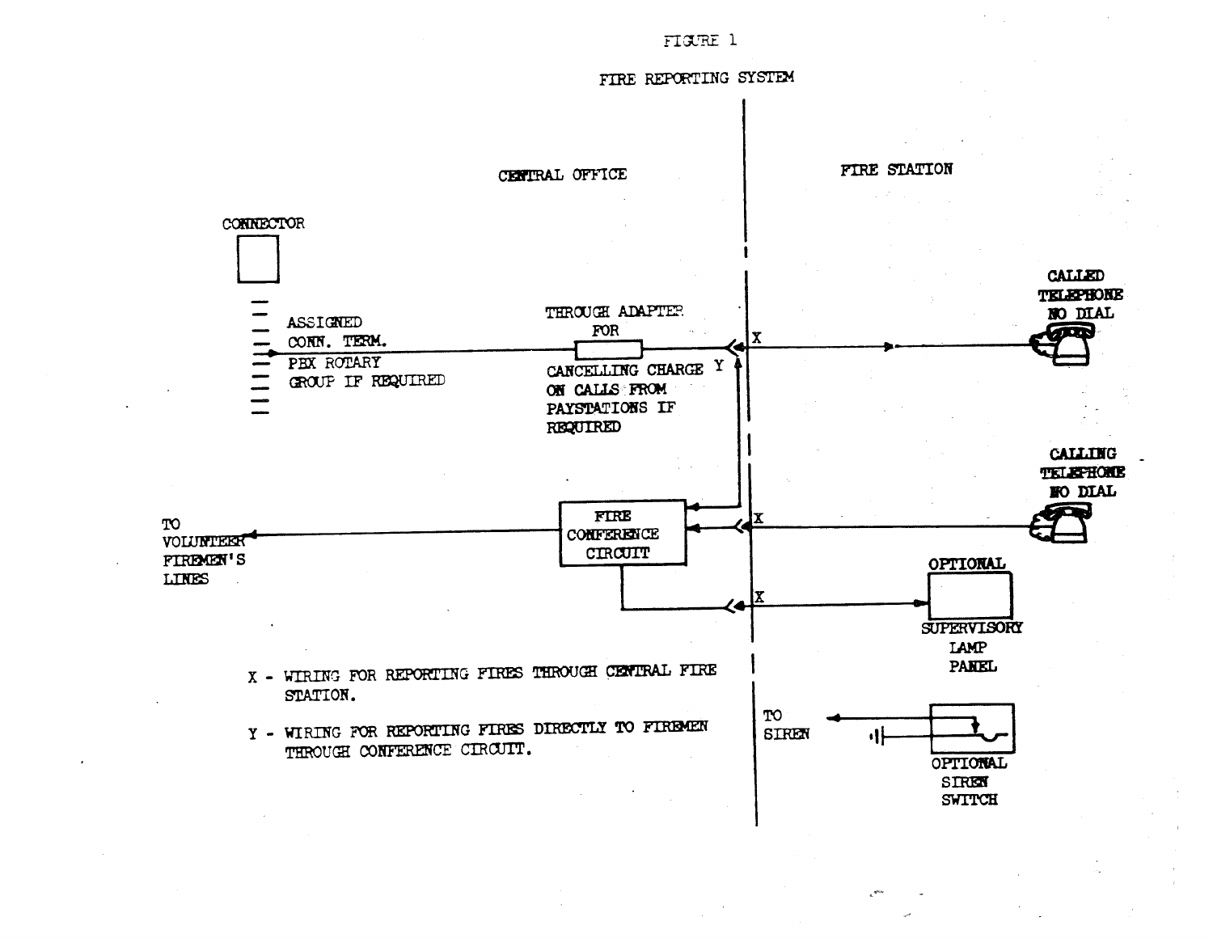FIGURE 1

FIRE REPORTING SYSTEM

CENTRAL OFFICE

FIRE STATION

CONNECTOR

ASSIGNED
CONN. TERM.
PBX ROTARY
GROUP IF REQUIRED

THROUGH ADAPTER
FOR
CANCELLING CHARGE
ON CALLS FROM
PAYSTATIONS IF
REQUIRED

X

Y

CALLED
TELEPHONE
NO DIAL

TO
VOLUNTEER
FIREMEN'S
LINES

FIRE
CONFERENCE
CIRCUIT

X

CALLING
TELEPHONE
NO DIAL

X

OPTIONAL

SUPERVISORY
LAMP
PANEL

X - WIRING FOR REPORTING FIRES THROUGH CENTRAL FIRE STATION.

Y - WIRING FOR REPORTING FIRES DIRECTLY TO FIREMEN THROUGH CONFERENCE CIRCUIT.

TO
SIREN

OPTIONAL
SIREN
SWITCH